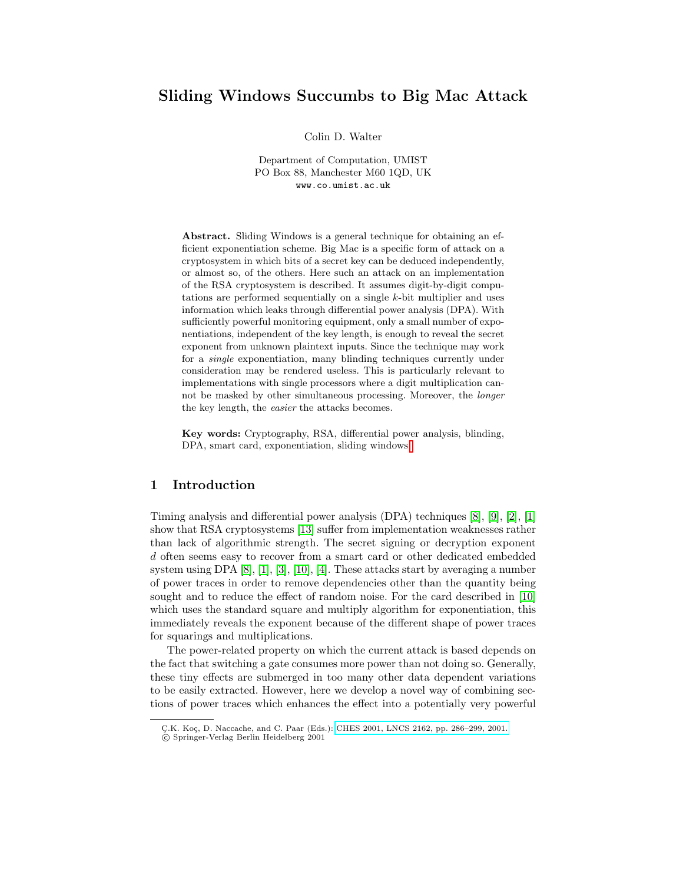# Sliding Windows Succumbs to Big Mac Attack

Colin D. Walter

Department of Computation, UMIST
PO Box 88, Manchester M60 1QD, UK
www.co.umist.ac.uk

**Abstract.** Sliding Windows is a general technique for obtaining an efficient exponentiation scheme. Big Mac is a specific form of attack on a cryptosystem in which bits of a secret key can be deduced independently, or almost so, of the others. Here such an attack on an implementation of the RSA cryptosystem is described. It assumes digit-by-digit computations are performed sequentially on a single $k$-bit multiplier and uses information which leaks through differential power analysis (DPA). With sufficiently powerful monitoring equipment, only a small number of exponentiations, independent of the key length, is enough to reveal the secret exponent from unknown plaintext inputs. Since the technique may work for a *single* exponentiation, many blinding techniques currently under consideration may be rendered useless. This is particularly relevant to implementations with single processors where a digit multiplication cannot be masked by other simultaneous processing. Moreover, the *longer* the key length, the *easier* the attacks becomes.

**Key words:** Cryptography, RSA, differential power analysis, blinding, DPA, smart card, exponentiation, sliding windows.

## 1 Introduction

Timing analysis and differential power analysis (DPA) techniques [8], [9], [2], [1] show that RSA cryptosystems [13] suffer from implementation weaknesses rather than lack of algorithmic strength. The secret signing or decryption exponent $d$ often seems easy to recover from a smart card or other dedicated embedded system using DPA [8], [1], [3], [10], [4]. These attacks start by averaging a number of power traces in order to remove dependencies other than the quantity being sought and to reduce the effect of random noise. For the card described in [10] which uses the standard square and multiply algorithm for exponentiation, this immediately reveals the exponent because of the different shape of power traces for squarings and multiplications.

The power-related property on which the current attack is based depends on the fact that switching a gate consumes more power than not doing so. Generally, these tiny effects are submerged in too many other data dependent variations to be easily extracted. However, here we develop a novel way of combining sections of power traces which enhances the effect into a potentially very powerful

Ç.K. Koç, D. Naccache, and C. Paar (Eds.): CHES 2001, LNCS 2162, pp. 286–299, 2001.
© Springer-Verlag Berlin Heidelberg 2001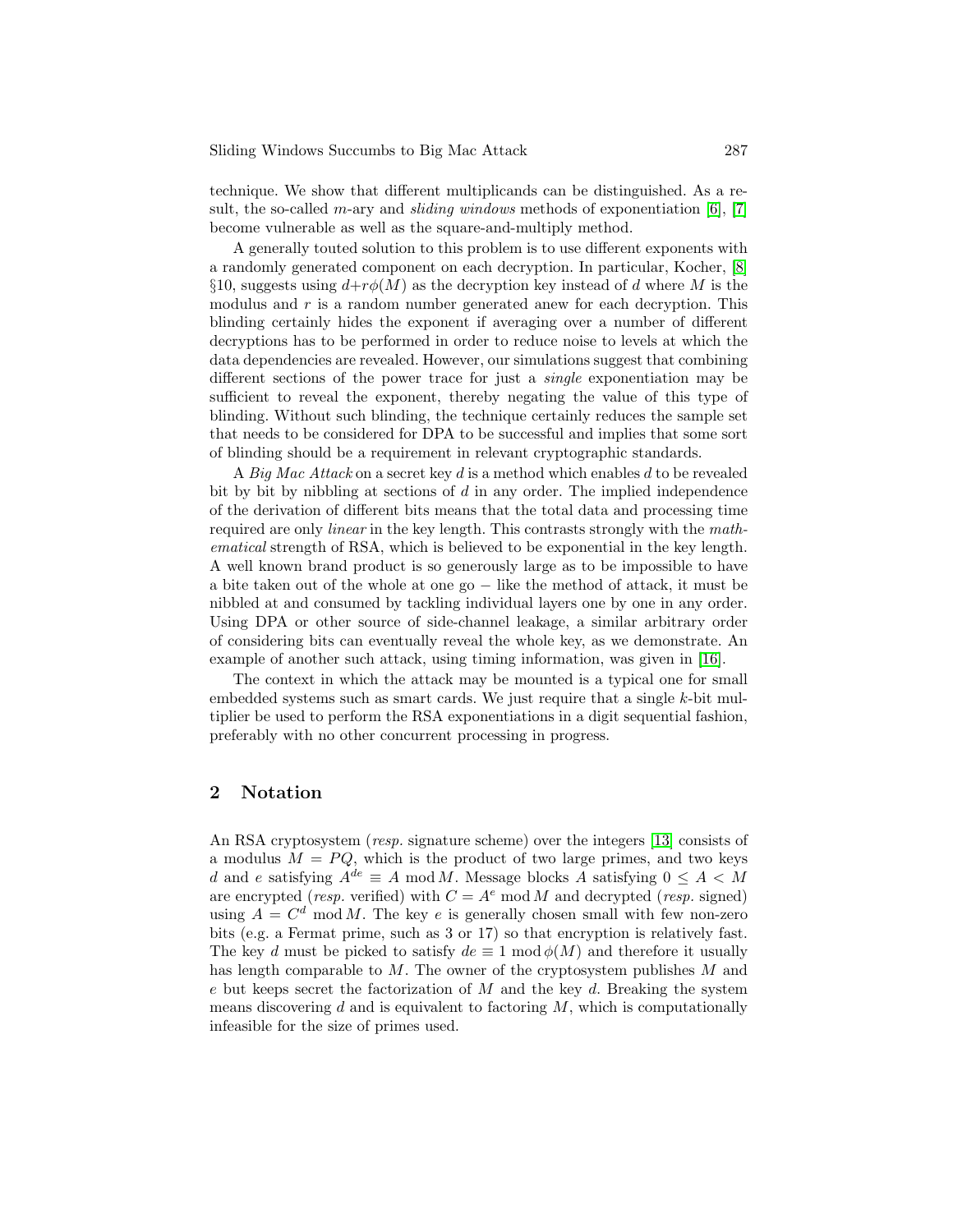technique. We show that different multiplicands can be distinguished. As a result, the so-called $m$-ary and *sliding windows* methods of exponentiation [6], [7] become vulnerable as well as the square-and-multiply method.

A generally touted solution to this problem is to use different exponents with a randomly generated component on each decryption. In particular, Kocher, [8] §10, suggests using $d+r\phi(M)$ as the decryption key instead of $d$ where $M$ is the modulus and $r$ is a random number generated anew for each decryption. This blinding certainly hides the exponent if averaging over a number of different decryptions has to be performed in order to reduce noise to levels at which the data dependencies are revealed. However, our simulations suggest that combining different sections of the power trace for just a *single* exponentiation may be sufficient to reveal the exponent, thereby negating the value of this type of blinding. Without such blinding, the technique certainly reduces the sample set that needs to be considered for DPA to be successful and implies that some sort of blinding should be a requirement in relevant cryptographic standards.

A *Big Mac Attack* on a secret key $d$ is a method which enables $d$ to be revealed bit by bit by nibbling at sections of $d$ in any order. The implied independence of the derivation of different bits means that the total data and processing time required are only *linear* in the key length. This contrasts strongly with the *mathematical* strength of RSA, which is believed to be exponential in the key length. A well known brand product is so generously large as to be impossible to have a bite taken out of the whole at one go − like the method of attack, it must be nibbled at and consumed by tackling individual layers one by one in any order. Using DPA or other source of side-channel leakage, a similar arbitrary order of considering bits can eventually reveal the whole key, as we demonstrate. An example of another such attack, using timing information, was given in [16].

The context in which the attack may be mounted is a typical one for small embedded systems such as smart cards. We just require that a single $k$-bit multiplier be used to perform the RSA exponentiations in a digit sequential fashion, preferably with no other concurrent processing in progress.

## 2 Notation

An RSA cryptosystem (*resp.* signature scheme) over the integers [13] consists of a modulus $M = PQ$, which is the product of two large primes, and two keys $d$ and $e$ satisfying $A^{de} \equiv A \bmod M$. Message blocks $A$ satisfying $0 \leq A < M$ are encrypted (*resp.* verified) with $C = A^e \bmod M$ and decrypted (*resp.* signed) using $A = C^d \bmod M$. The key $e$ is generally chosen small with few non-zero bits (e.g. a Fermat prime, such as 3 or 17) so that encryption is relatively fast. The key $d$ must be picked to satisfy $de \equiv 1 \bmod \phi(M)$ and therefore it usually has length comparable to $M$. The owner of the cryptosystem publishes $M$ and $e$ but keeps secret the factorization of $M$ and the key $d$. Breaking the system means discovering $d$ and is equivalent to factoring $M$, which is computationally infeasible for the size of primes used.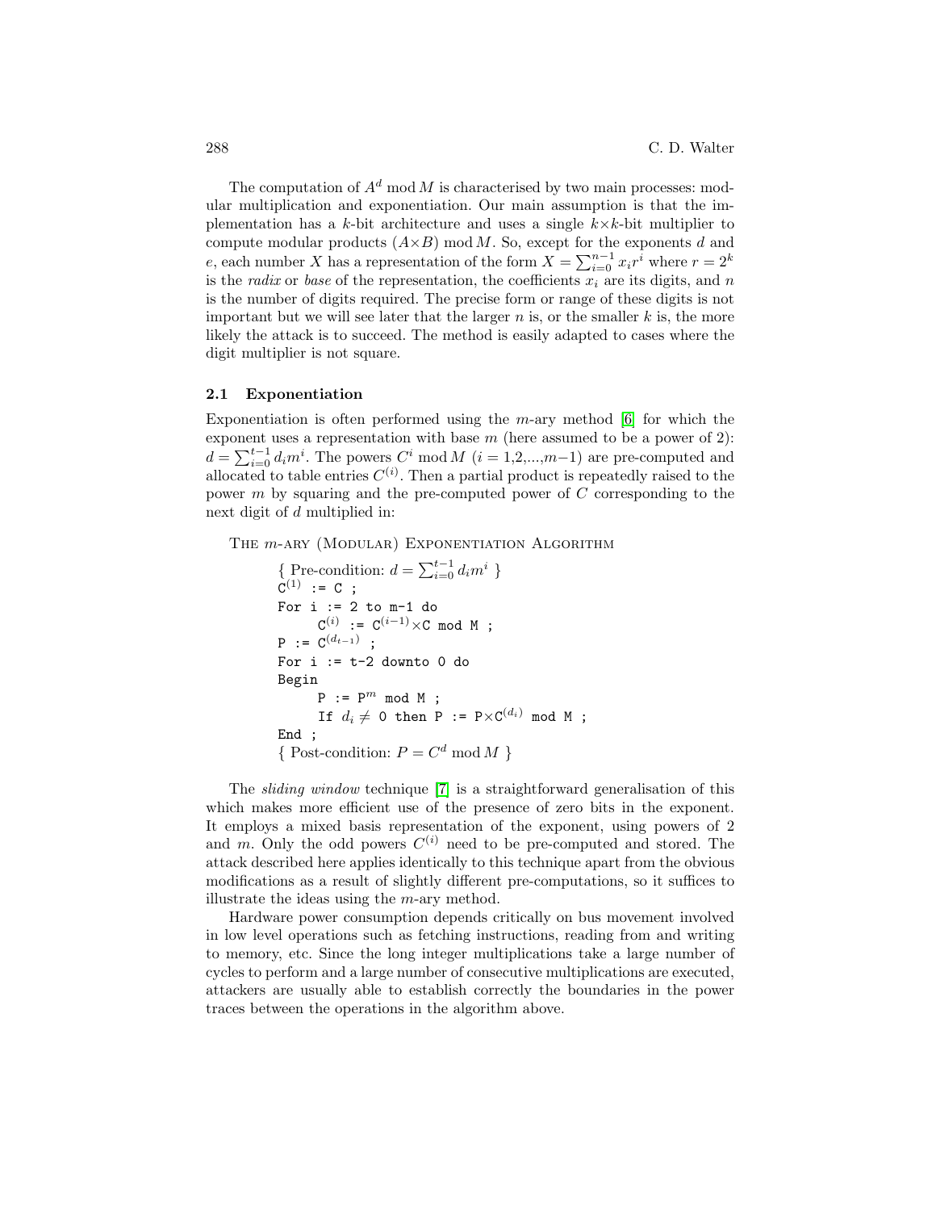The computation of $A^d \bmod M$ is characterised by two main processes: modular multiplication and exponentiation. Our main assumption is that the implementation has a $k$-bit architecture and uses a single $k\times k$-bit multiplier to compute modular products $(A\times B) \bmod M$. So, except for the exponents $d$ and $e$, each number $X$ has a representation of the form $X = \sum_{i=0}^{n-1} x_i r^i$ where $r = 2^k$ is the *radix* or *base* of the representation, the coefficients $x_i$ are its digits, and $n$ is the number of digits required. The precise form or range of these digits is not important but we will see later that the larger $n$ is, or the smaller $k$ is, the more likely the attack is to succeed. The method is easily adapted to cases where the digit multiplier is not square.

### 2.1 Exponentiation

Exponentiation is often performed using the $m$-ary method [6] for which the exponent uses a representation with base $m$ (here assumed to be a power of 2): $d = \sum_{i=0}^{t-1} d_i m^i$. The powers $C^i \bmod M$ ($i = 1,2,...,m-1$) are pre-computed and allocated to table entries $C^{(i)}$. Then a partial product is repeatedly raised to the power $m$ by squaring and the pre-computed power of $C$ corresponding to the next digit of $d$ multiplied in:

THE $m$-ARY (MODULAR) EXPONENTIATION ALGORITHM

```
{ Pre-condition: d = Σ_{i=0}^{t-1} d_i m^i }
C^(1) := C ;
For i := 2 to m-1 do
     C^(i) := C^(i-1)×C mod M ;
P := C^(d_{t-1}) ;
For i := t-2 downto 0 do
Begin
     P := P^m mod M ;
     If d_i ≠ 0 then P := P×C^(d_i) mod M ;
End ;
{ Post-condition: P = C^d mod M }
```

The *sliding window* technique [7] is a straightforward generalisation of this which makes more efficient use of the presence of zero bits in the exponent. It employs a mixed basis representation of the exponent, using powers of 2 and $m$. Only the odd powers $C^{(i)}$ need to be pre-computed and stored. The attack described here applies identically to this technique apart from the obvious modifications as a result of slightly different pre-computations, so it suffices to illustrate the ideas using the $m$-ary method.

Hardware power consumption depends critically on bus movement involved in low level operations such as fetching instructions, reading from and writing to memory, etc. Since the long integer multiplications take a large number of cycles to perform and a large number of consecutive multiplications are executed, attackers are usually able to establish correctly the boundaries in the power traces between the operations in the algorithm above.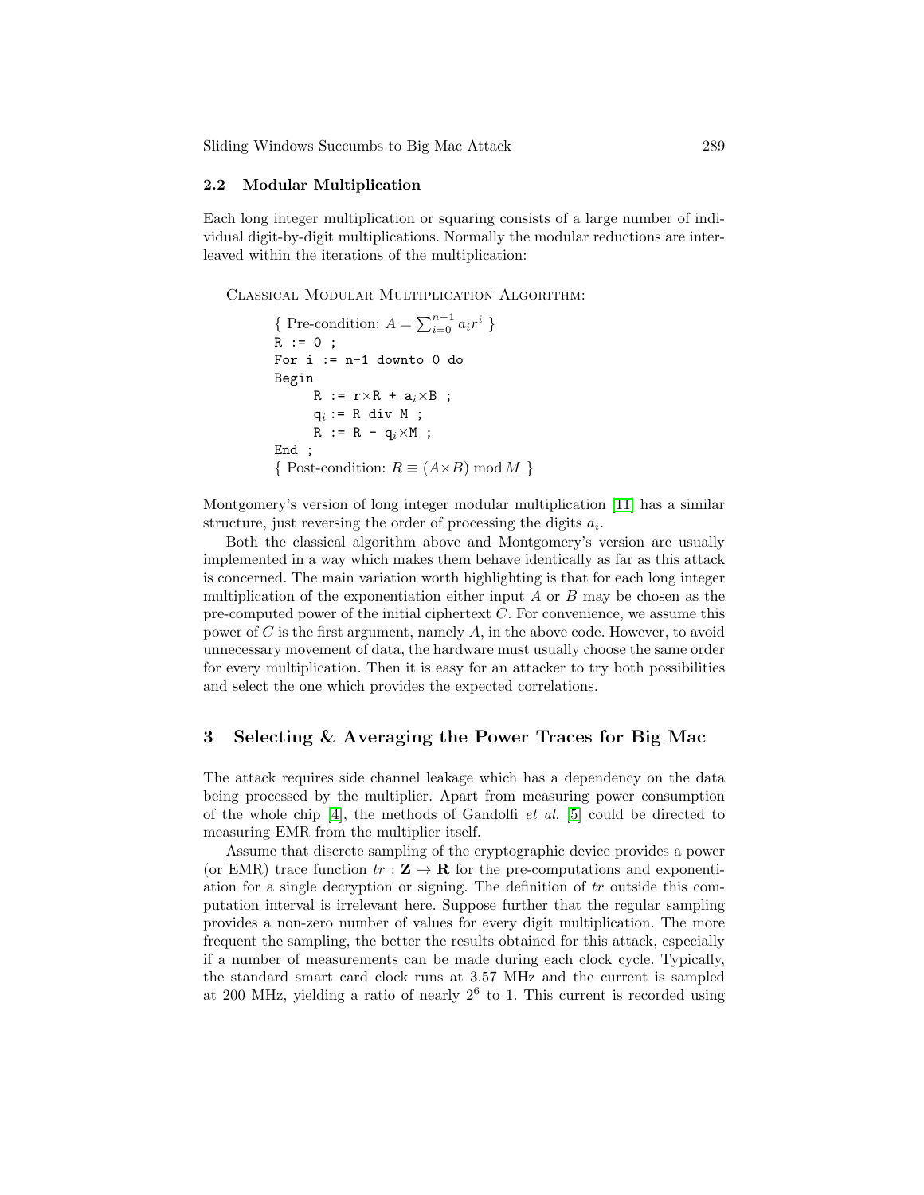### 2.2 Modular Multiplication

Each long integer multiplication or squaring consists of a large number of individual digit-by-digit multiplications. Normally the modular reductions are interleaved within the iterations of the multiplication:

Classical Modular Multiplication Algorithm:

```
{ Pre-condition: A = Σ_{i=0}^{n-1} a_i r^i }
R := 0 ;
For i := n-1 downto 0 do
Begin
     R := r×R + a_i×B ;
     q_i := R div M ;
     R := R - q_i×M ;
End ;
{ Post-condition: R ≡ (A×B) mod M }
```

Montgomery's version of long integer modular multiplication [11] has a similar structure, just reversing the order of processing the digits $a_i$.

Both the classical algorithm above and Montgomery's version are usually implemented in a way which makes them behave identically as far as this attack is concerned. The main variation worth highlighting is that for each long integer multiplication of the exponentiation either input $A$ or $B$ may be chosen as the pre-computed power of the initial ciphertext $C$. For convenience, we assume this power of $C$ is the first argument, namely $A$, in the above code. However, to avoid unnecessary movement of data, the hardware must usually choose the same order for every multiplication. Then it is easy for an attacker to try both possibilities and select the one which provides the expected correlations.

## 3 Selecting & Averaging the Power Traces for Big Mac

The attack requires side channel leakage which has a dependency on the data being processed by the multiplier. Apart from measuring power consumption of the whole chip [4], the methods of Gandolfi *et al.* [5] could be directed to measuring EMR from the multiplier itself.

Assume that discrete sampling of the cryptographic device provides a power (or EMR) trace function $tr : \mathbf{Z} \rightarrow \mathbf{R}$ for the pre-computations and exponentiation for a single decryption or signing. The definition of $tr$ outside this computation interval is irrelevant here. Suppose further that the regular sampling provides a non-zero number of values for every digit multiplication. The more frequent the sampling, the better the results obtained for this attack, especially if a number of measurements can be made during each clock cycle. Typically, the standard smart card clock runs at 3.57 MHz and the current is sampled at 200 MHz, yielding a ratio of nearly $2^6$ to 1. This current is recorded using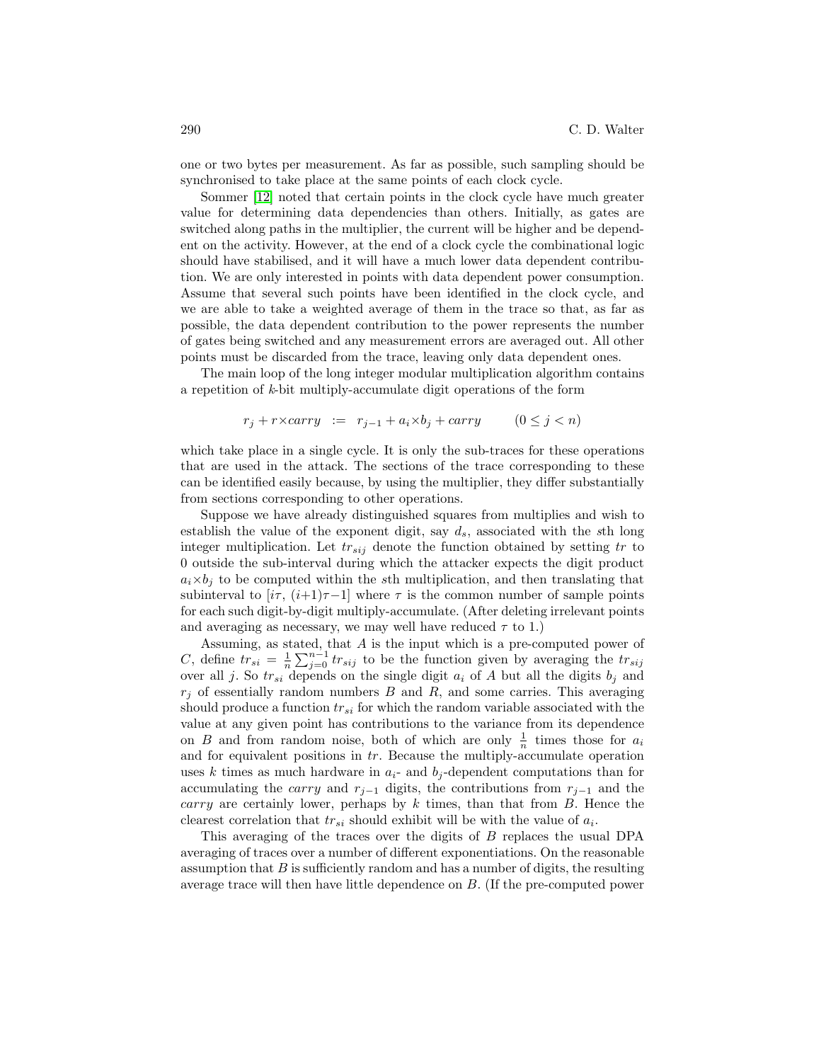one or two bytes per measurement. As far as possible, such sampling should be synchronised to take place at the same points of each clock cycle.

Sommer [12] noted that certain points in the clock cycle have much greater value for determining data dependencies than others. Initially, as gates are switched along paths in the multiplier, the current will be higher and be dependent on the activity. However, at the end of a clock cycle the combinational logic should have stabilised, and it will have a much lower data dependent contribution. We are only interested in points with data dependent power consumption. Assume that several such points have been identified in the clock cycle, and we are able to take a weighted average of them in the trace so that, as far as possible, the data dependent contribution to the power represents the number of gates being switched and any measurement errors are averaged out. All other points must be discarded from the trace, leaving only data dependent ones.

The main loop of the long integer modular multiplication algorithm contains a repetition of $k$-bit multiply-accumulate digit operations of the form

$$r_j + r{\times}carry \;\; := \;\; r_{j-1} + a_i{\times}b_j + carry \qquad (0 \leq j < n)$$

which take place in a single cycle. It is only the sub-traces for these operations that are used in the attack. The sections of the trace corresponding to these can be identified easily because, by using the multiplier, they differ substantially from sections corresponding to other operations.

Suppose we have already distinguished squares from multiplies and wish to establish the value of the exponent digit, say $d_s$, associated with the $s$th long integer multiplication. Let $tr_{sij}$ denote the function obtained by setting $tr$ to 0 outside the sub-interval during which the attacker expects the digit product $a_i{\times}b_j$ to be computed within the $s$th multiplication, and then translating that subinterval to $[i\tau, (i{+}1)\tau{-}1]$ where $\tau$ is the common number of sample points for each such digit-by-digit multiply-accumulate. (After deleting irrelevant points and averaging as necessary, we may well have reduced $\tau$ to 1.)

Assuming, as stated, that $A$ is the input which is a pre-computed power of $C$, define $tr_{si} = \frac{1}{n}\sum_{j=0}^{n-1} tr_{sij}$ to be the function given by averaging the $tr_{sij}$ over all $j$. So $tr_{si}$ depends on the single digit $a_i$ of $A$ but all the digits $b_j$ and $r_j$ of essentially random numbers $B$ and $R$, and some carries. This averaging should produce a function $tr_{si}$ for which the random variable associated with the value at any given point has contributions to the variance from its dependence on $B$ and from random noise, both of which are only $\frac{1}{n}$ times those for $a_i$ and for equivalent positions in $tr$. Because the multiply-accumulate operation uses $k$ times as much hardware in $a_i$- and $b_j$-dependent computations than for accumulating the *carry* and $r_{j-1}$ digits, the contributions from $r_{j-1}$ and the *carry* are certainly lower, perhaps by $k$ times, than that from $B$. Hence the clearest correlation that $tr_{si}$ should exhibit will be with the value of $a_i$.

This averaging of the traces over the digits of $B$ replaces the usual DPA averaging of traces over a number of different exponentiations. On the reasonable assumption that $B$ is sufficiently random and has a number of digits, the resulting average trace will then have little dependence on $B$. (If the pre-computed power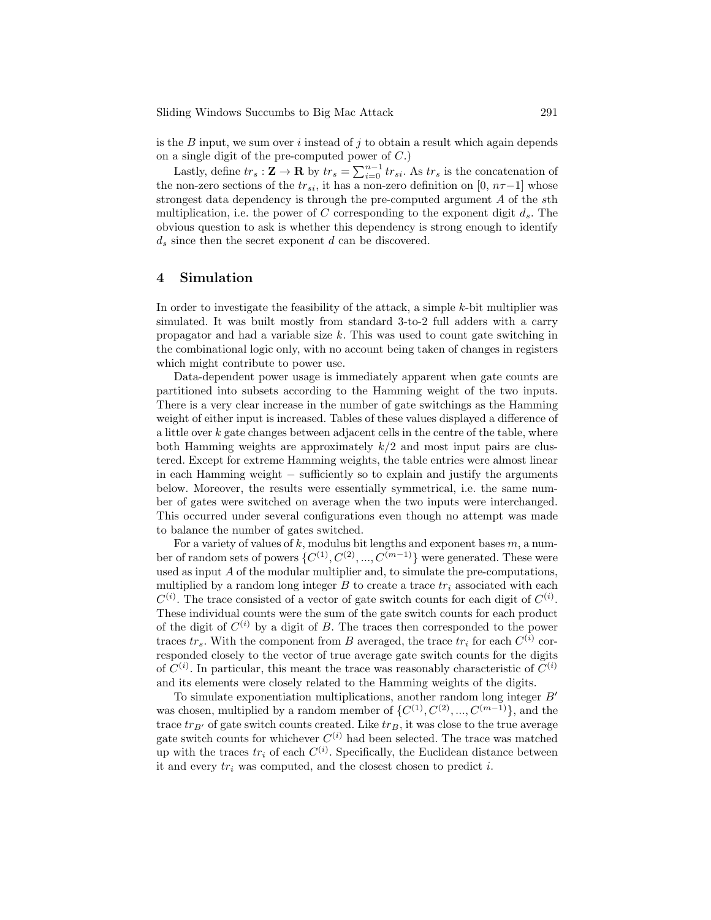is the $B$ input, we sum over $i$ instead of $j$ to obtain a result which again depends on a single digit of the pre-computed power of $C$.)

Lastly, define $tr_s : \mathbf{Z} \to \mathbf{R}$ by $tr_s = \sum_{i=0}^{n-1} tr_{si}$. As $tr_s$ is the concatenation of the non-zero sections of the $tr_{si}$, it has a non-zero definition on $[0,\, n\tau{-}1]$ whose strongest data dependency is through the pre-computed argument $A$ of the $s$th multiplication, i.e. the power of $C$ corresponding to the exponent digit $d_s$. The obvious question to ask is whether this dependency is strong enough to identify $d_s$ since then the secret exponent $d$ can be discovered.

## 4 Simulation

In order to investigate the feasibility of the attack, a simple $k$-bit multiplier was simulated. It was built mostly from standard 3-to-2 full adders with a carry propagator and had a variable size $k$. This was used to count gate switching in the combinational logic only, with no account being taken of changes in registers which might contribute to power use.

Data-dependent power usage is immediately apparent when gate counts are partitioned into subsets according to the Hamming weight of the two inputs. There is a very clear increase in the number of gate switchings as the Hamming weight of either input is increased. Tables of these values displayed a difference of a little over $k$ gate changes between adjacent cells in the centre of the table, where both Hamming weights are approximately $k/2$ and most input pairs are clustered. Except for extreme Hamming weights, the table entries were almost linear in each Hamming weight − sufficiently so to explain and justify the arguments below. Moreover, the results were essentially symmetrical, i.e. the same number of gates were switched on average when the two inputs were interchanged. This occurred under several configurations even though no attempt was made to balance the number of gates switched.

For a variety of values of $k$, modulus bit lengths and exponent bases $m$, a number of random sets of powers $\{C^{(1)}, C^{(2)}, ..., C^{(m-1)}\}$ were generated. These were used as input $A$ of the modular multiplier and, to simulate the pre-computations, multiplied by a random long integer $B$ to create a trace $tr_i$ associated with each $C^{(i)}$. The trace consisted of a vector of gate switch counts for each digit of $C^{(i)}$. These individual counts were the sum of the gate switch counts for each product of the digit of $C^{(i)}$ by a digit of $B$. The traces then corresponded to the power traces $tr_s$. With the component from $B$ averaged, the trace $tr_i$ for each $C^{(i)}$ corresponded closely to the vector of true average gate switch counts for the digits of $C^{(i)}$. In particular, this meant the trace was reasonably characteristic of $C^{(i)}$ and its elements were closely related to the Hamming weights of the digits.

To simulate exponentiation multiplications, another random long integer $B'$ was chosen, multiplied by a random member of $\{C^{(1)}, C^{(2)}, ..., C^{(m-1)}\}$, and the trace $tr_{B'}$ of gate switch counts created. Like $tr_B$, it was close to the true average gate switch counts for whichever $C^{(i)}$ had been selected. The trace was matched up with the traces $tr_i$ of each $C^{(i)}$. Specifically, the Euclidean distance between it and every $tr_i$ was computed, and the closest chosen to predict $i$.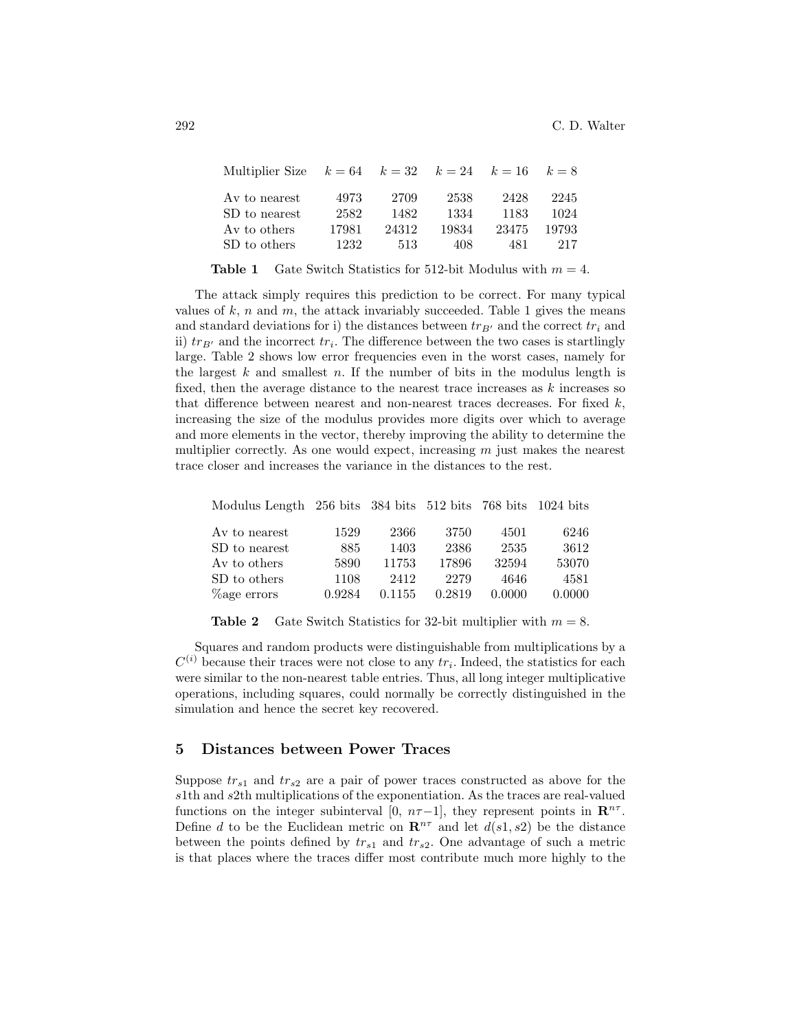| Multiplier Size | $k = 64$ | $k = 32$ | $k = 24$ | $k = 16$ | $k = 8$ |
|---|---|---|---|---|---|
| Av to nearest | 4973 | 2709 | 2538 | 2428 | 2245 |
| SD to nearest | 2582 | 1482 | 1334 | 1183 | 1024 |
| Av to others | 17981 | 24312 | 19834 | 23475 | 19793 |
| SD to others | 1232 | 513 | 408 | 481 | 217 |

**Table 1** Gate Switch Statistics for 512-bit Modulus with $m = 4$.

The attack simply requires this prediction to be correct. For many typical values of $k$, $n$ and $m$, the attack invariably succeeded. Table 1 gives the means and standard deviations for i) the distances between $tr_{B'}$ and the correct $tr_i$ and ii) $tr_{B'}$ and the incorrect $tr_i$. The difference between the two cases is startlingly large. Table 2 shows low error frequencies even in the worst cases, namely for the largest $k$ and smallest $n$. If the number of bits in the modulus length is fixed, then the average distance to the nearest trace increases as $k$ increases so that difference between nearest and non-nearest traces decreases. For fixed $k$, increasing the size of the modulus provides more digits over which to average and more elements in the vector, thereby improving the ability to determine the multiplier correctly. As one would expect, increasing $m$ just makes the nearest trace closer and increases the variance in the distances to the rest.

| Modulus Length | 256 bits | 384 bits | 512 bits | 768 bits | 1024 bits |
|---|---|---|---|---|---|
| Av to nearest | 1529 | 2366 | 3750 | 4501 | 6246 |
| SD to nearest | 885 | 1403 | 2386 | 2535 | 3612 |
| Av to others | 5890 | 11753 | 17896 | 32594 | 53070 |
| SD to others | 1108 | 2412 | 2279 | 4646 | 4581 |
| %age errors | 0.9284 | 0.1155 | 0.2819 | 0.0000 | 0.0000 |

**Table 2** Gate Switch Statistics for 32-bit multiplier with $m = 8$.

Squares and random products were distinguishable from multiplications by a $C^{(i)}$ because their traces were not close to any $tr_i$. Indeed, the statistics for each were similar to the non-nearest table entries. Thus, all long integer multiplicative operations, including squares, could normally be correctly distinguished in the simulation and hence the secret key recovered.

## 5 Distances between Power Traces

Suppose $tr_{s1}$ and $tr_{s2}$ are a pair of power traces constructed as above for the $s1$th and $s2$th multiplications of the exponentiation. As the traces are real-valued functions on the integer subinterval $[0,\ n\tau{-}1]$, they represent points in $\mathbf{R}^{n\tau}$. Define $d$ to be the Euclidean metric on $\mathbf{R}^{n\tau}$ and let $d(s1, s2)$ be the distance between the points defined by $tr_{s1}$ and $tr_{s2}$. One advantage of such a metric is that places where the traces differ most contribute much more highly to the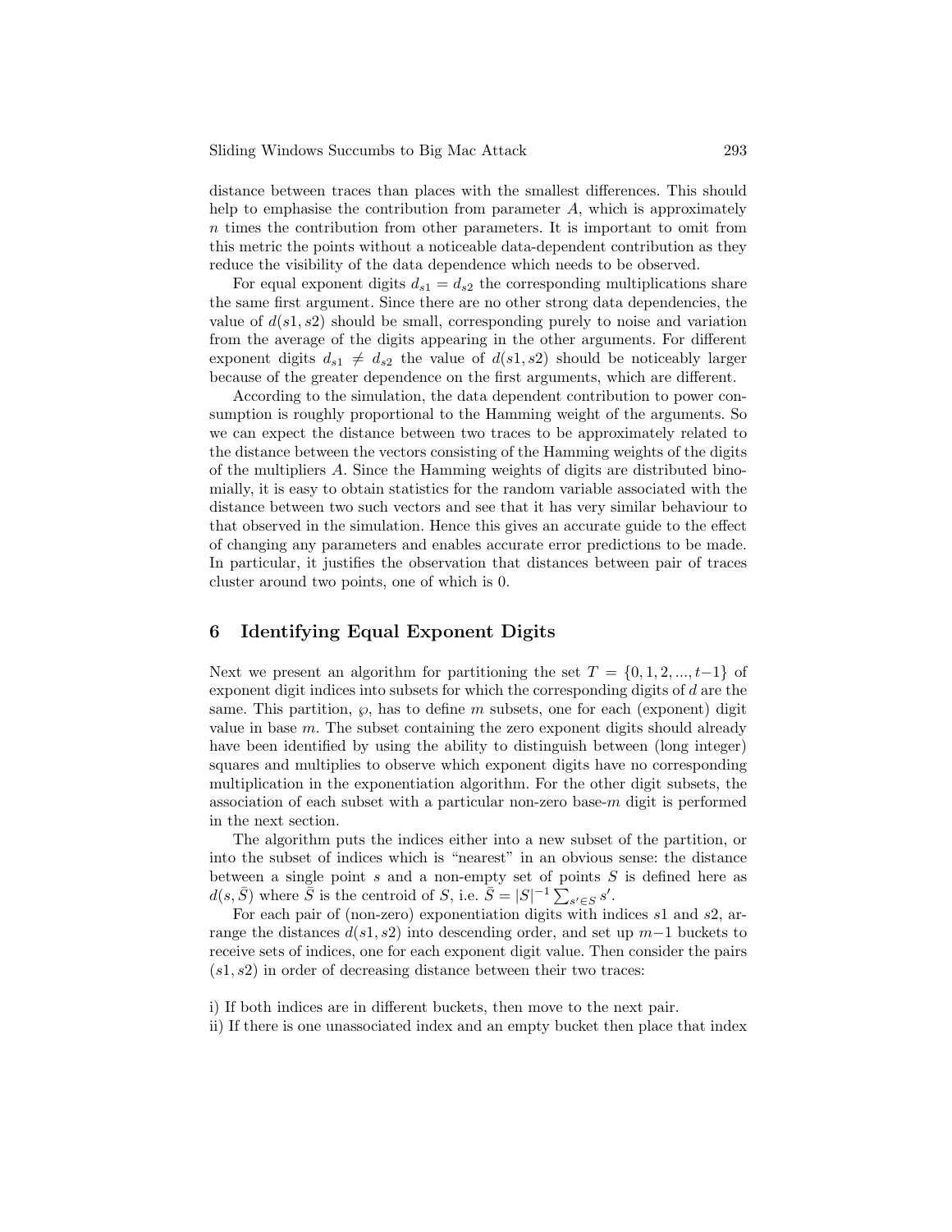distance between traces than places with the smallest differences. This should help to emphasise the contribution from parameter $A$, which is approximately $n$ times the contribution from other parameters. It is important to omit from this metric the points without a noticeable data-dependent contribution as they reduce the visibility of the data dependence which needs to be observed.

For equal exponent digits $d_{s1} = d_{s2}$ the corresponding multiplications share the same first argument. Since there are no other strong data dependencies, the value of $d(s1, s2)$ should be small, corresponding purely to noise and variation from the average of the digits appearing in the other arguments. For different exponent digits $d_{s1} \neq d_{s2}$ the value of $d(s1, s2)$ should be noticeably larger because of the greater dependence on the first arguments, which are different.

According to the simulation, the data dependent contribution to power consumption is roughly proportional to the Hamming weight of the arguments. So we can expect the distance between two traces to be approximately related to the distance between the vectors consisting of the Hamming weights of the digits of the multipliers $A$. Since the Hamming weights of digits are distributed binomially, it is easy to obtain statistics for the random variable associated with the distance between two such vectors and see that it has very similar behaviour to that observed in the simulation. Hence this gives an accurate guide to the effect of changing any parameters and enables accurate error predictions to be made. In particular, it justifies the observation that distances between pair of traces cluster around two points, one of which is 0.

## 6 Identifying Equal Exponent Digits

Next we present an algorithm for partitioning the set $T = \{0, 1, 2, ..., t-1\}$ of exponent digit indices into subsets for which the corresponding digits of $d$ are the same. This partition, $\wp$, has to define $m$ subsets, one for each (exponent) digit value in base $m$. The subset containing the zero exponent digits should already have been identified by using the ability to distinguish between (long integer) squares and multiplies to observe which exponent digits have no corresponding multiplication in the exponentiation algorithm. For the other digit subsets, the association of each subset with a particular non-zero base-$m$ digit is performed in the next section.

The algorithm puts the indices either into a new subset of the partition, or into the subset of indices which is "nearest" in an obvious sense: the distance between a single point $s$ and a non-empty set of points $S$ is defined here as $d(s, \bar{S})$ where $\bar{S}$ is the centroid of $S$, i.e. $\bar{S} = |S|^{-1} \sum_{s' \in S} s'$.

For each pair of (non-zero) exponentiation digits with indices $s1$ and $s2$, arrange the distances $d(s1, s2)$ into descending order, and set up $m-1$ buckets to receive sets of indices, one for each exponent digit value. Then consider the pairs $(s1, s2)$ in order of decreasing distance between their two traces:

i) If both indices are in different buckets, then move to the next pair.
ii) If there is one unassociated index and an empty bucket then place that index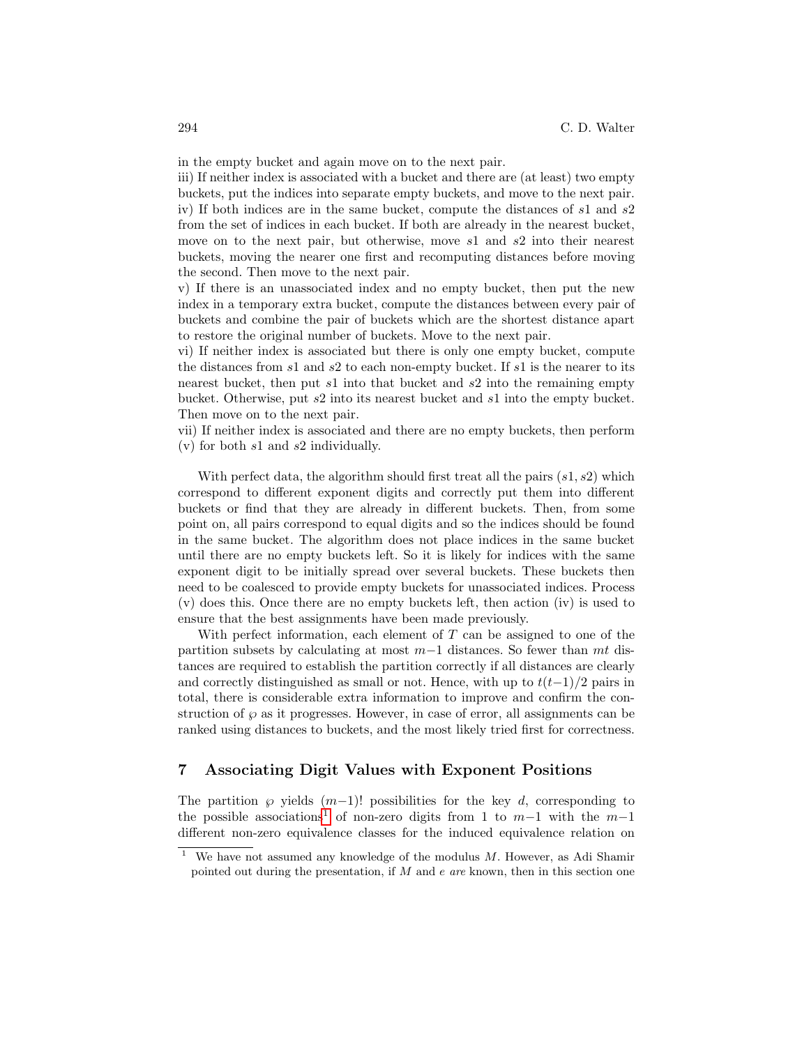in the empty bucket and again move on to the next pair.

iii) If neither index is associated with a bucket and there are (at least) two empty buckets, put the indices into separate empty buckets, and move to the next pair.

iv) If both indices are in the same bucket, compute the distances of $s1$ and $s2$ from the set of indices in each bucket. If both are already in the nearest bucket, move on to the next pair, but otherwise, move $s1$ and $s2$ into their nearest buckets, moving the nearer one first and recomputing distances before moving the second. Then move to the next pair.

v) If there is an unassociated index and no empty bucket, then put the new index in a temporary extra bucket, compute the distances between every pair of buckets and combine the pair of buckets which are the shortest distance apart to restore the original number of buckets. Move to the next pair.

vi) If neither index is associated but there is only one empty bucket, compute the distances from $s1$ and $s2$ to each non-empty bucket. If $s1$ is the nearer to its nearest bucket, then put $s1$ into that bucket and $s2$ into the remaining empty bucket. Otherwise, put $s2$ into its nearest bucket and $s1$ into the empty bucket. Then move on to the next pair.

vii) If neither index is associated and there are no empty buckets, then perform (v) for both $s1$ and $s2$ individually.

With perfect data, the algorithm should first treat all the pairs $(s1, s2)$ which correspond to different exponent digits and correctly put them into different buckets or find that they are already in different buckets. Then, from some point on, all pairs correspond to equal digits and so the indices should be found in the same bucket. The algorithm does not place indices in the same bucket until there are no empty buckets left. So it is likely for indices with the same exponent digit to be initially spread over several buckets. These buckets then need to be coalesced to provide empty buckets for unassociated indices. Process (v) does this. Once there are no empty buckets left, then action (iv) is used to ensure that the best assignments have been made previously.

With perfect information, each element of $T$ can be assigned to one of the partition subsets by calculating at most $m-1$ distances. So fewer than $mt$ distances are required to establish the partition correctly if all distances are clearly and correctly distinguished as small or not. Hence, with up to $t(t-1)/2$ pairs in total, there is considerable extra information to improve and confirm the construction of $\wp$ as it progresses. However, in case of error, all assignments can be ranked using distances to buckets, and the most likely tried first for correctness.

## 7 Associating Digit Values with Exponent Positions

The partition $\wp$ yields $(m-1)!$ possibilities for the key $d$, corresponding to the possible associations[1] of non-zero digits from 1 to $m-1$ with the $m-1$ different non-zero equivalence classes for the induced equivalence relation on

[1] We have not assumed any knowledge of the modulus $M$. However, as Adi Shamir pointed out during the presentation, if $M$ and $e$ *are* known, then in this section one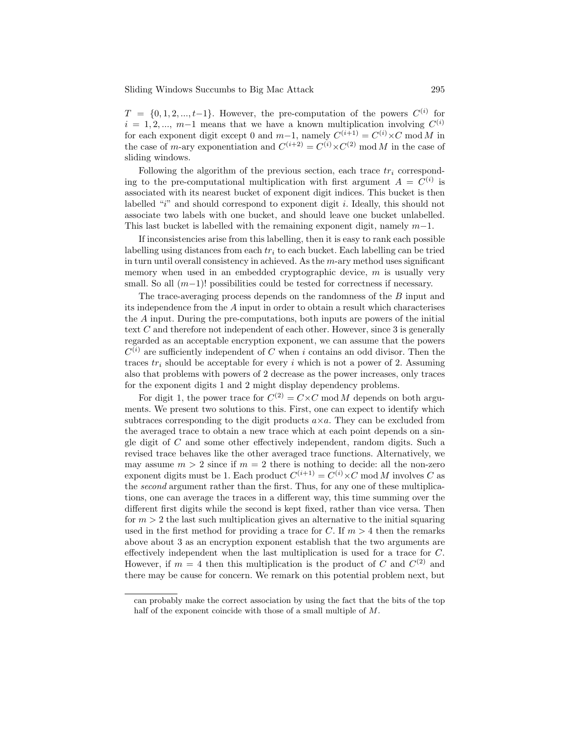$T = \{0, 1, 2, ..., t{-}1\}$. However, the pre-computation of the powers $C^{(i)}$ for $i = 1, 2, ..., m{-}1$ means that we have a known multiplication involving $C^{(i)}$ for each exponent digit except 0 and $m{-}1$, namely $C^{(i+1)} = C^{(i)}{\times}C \bmod M$ in the case of $m$-ary exponentiation and $C^{(i+2)} = C^{(i)}{\times}C^{(2)} \bmod M$ in the case of sliding windows.

Following the algorithm of the previous section, each trace $tr_i$ corresponding to the pre-computational multiplication with first argument $A = C^{(i)}$ is associated with its nearest bucket of exponent digit indices. This bucket is then labelled "$i$" and should correspond to exponent digit $i$. Ideally, this should not associate two labels with one bucket, and should leave one bucket unlabelled. This last bucket is labelled with the remaining exponent digit, namely $m{-}1$.

If inconsistencies arise from this labelling, then it is easy to rank each possible labelling using distances from each $tr_i$ to each bucket. Each labelling can be tried in turn until overall consistency in achieved. As the $m$-ary method uses significant memory when used in an embedded cryptographic device, $m$ is usually very small. So all $(m{-}1)!$ possibilities could be tested for correctness if necessary.

The trace-averaging process depends on the randomness of the $B$ input and its independence from the $A$ input in order to obtain a result which characterises the $A$ input. During the pre-computations, both inputs are powers of the initial text $C$ and therefore not independent of each other. However, since 3 is generally regarded as an acceptable encryption exponent, we can assume that the powers $C^{(i)}$ are sufficiently independent of $C$ when $i$ contains an odd divisor. Then the traces $tr_i$ should be acceptable for every $i$ which is not a power of 2. Assuming also that problems with powers of 2 decrease as the power increases, only traces for the exponent digits 1 and 2 might display dependency problems.

For digit 1, the power trace for $C^{(2)} = C{\times}C \bmod M$ depends on both arguments. We present two solutions to this. First, one can expect to identify which subtraces corresponding to the digit products $a{\times}a$. They can be excluded from the averaged trace to obtain a new trace which at each point depends on a single digit of $C$ and some other effectively independent, random digits. Such a revised trace behaves like the other averaged trace functions. Alternatively, we may assume $m > 2$ since if $m = 2$ there is nothing to decide: all the non-zero exponent digits must be 1. Each product $C^{(i+1)} = C^{(i)}{\times}C \bmod M$ involves $C$ as the *second* argument rather than the first. Thus, for any one of these multiplications, one can average the traces in a different way, this time summing over the different first digits while the second is kept fixed, rather than vice versa. Then for $m > 2$ the last such multiplication gives an alternative to the initial squaring used in the first method for providing a trace for $C$. If $m > 4$ then the remarks above about 3 as an encryption exponent establish that the two arguments are effectively independent when the last multiplication is used for a trace for $C$. However, if $m = 4$ then this multiplication is the product of $C$ and $C^{(2)}$ and there may be cause for concern. We remark on this potential problem next, but

---

can probably make the correct association by using the fact that the bits of the top half of the exponent coincide with those of a small multiple of $M$.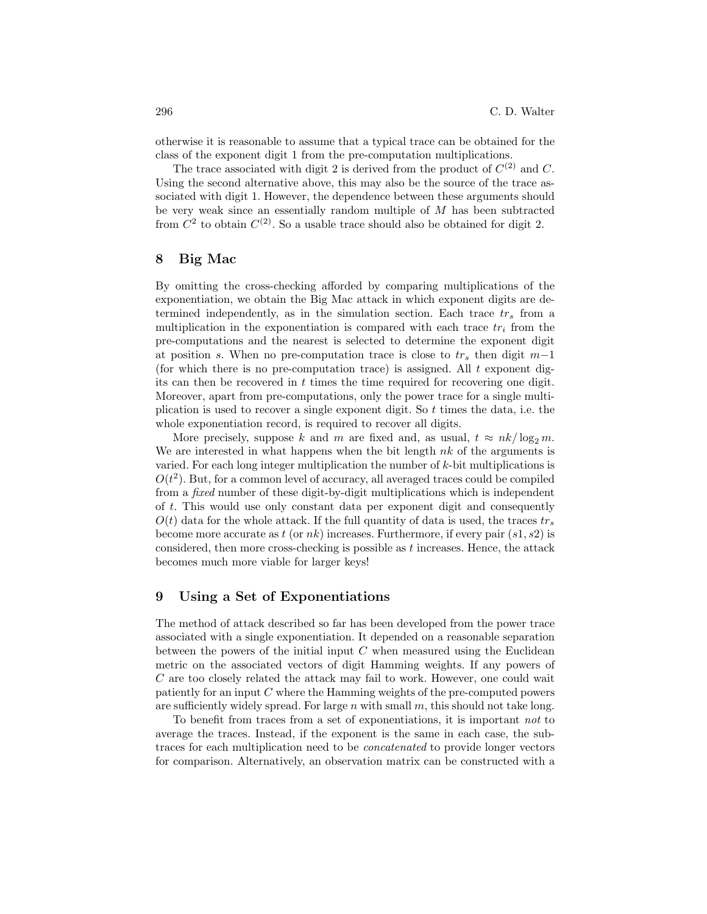otherwise it is reasonable to assume that a typical trace can be obtained for the class of the exponent digit 1 from the pre-computation multiplications.

The trace associated with digit 2 is derived from the product of $C^{(2)}$ and $C$. Using the second alternative above, this may also be the source of the trace associated with digit 1. However, the dependence between these arguments should be very weak since an essentially random multiple of $M$ has been subtracted from $C^2$ to obtain $C^{(2)}$. So a usable trace should also be obtained for digit 2.

## 8 Big Mac

By omitting the cross-checking afforded by comparing multiplications of the exponentiation, we obtain the Big Mac attack in which exponent digits are determined independently, as in the simulation section. Each trace $tr_s$ from a multiplication in the exponentiation is compared with each trace $tr_i$ from the pre-computations and the nearest is selected to determine the exponent digit at position $s$. When no pre-computation trace is close to $tr_s$ then digit $m-1$ (for which there is no pre-computation trace) is assigned. All $t$ exponent digits can then be recovered in $t$ times the time required for recovering one digit. Moreover, apart from pre-computations, only the power trace for a single multiplication is used to recover a single exponent digit. So $t$ times the data, i.e. the whole exponentiation record, is required to recover all digits.

More precisely, suppose $k$ and $m$ are fixed and, as usual, $t \approx nk/\log_2 m$. We are interested in what happens when the bit length $nk$ of the arguments is varied. For each long integer multiplication the number of $k$-bit multiplications is $O(t^2)$. But, for a common level of accuracy, all averaged traces could be compiled from a *fixed* number of these digit-by-digit multiplications which is independent of $t$. This would use only constant data per exponent digit and consequently $O(t)$ data for the whole attack. If the full quantity of data is used, the traces $tr_s$ become more accurate as $t$ (or $nk$) increases. Furthermore, if every pair $(s1, s2)$ is considered, then more cross-checking is possible as $t$ increases. Hence, the attack becomes much more viable for larger keys!

## 9 Using a Set of Exponentiations

The method of attack described so far has been developed from the power trace associated with a single exponentiation. It depended on a reasonable separation between the powers of the initial input $C$ when measured using the Euclidean metric on the associated vectors of digit Hamming weights. If any powers of $C$ are too closely related the attack may fail to work. However, one could wait patiently for an input $C$ where the Hamming weights of the pre-computed powers are sufficiently widely spread. For large $n$ with small $m$, this should not take long.

To benefit from traces from a set of exponentiations, it is important *not* to average the traces. Instead, if the exponent is the same in each case, the subtraces for each multiplication need to be *concatenated* to provide longer vectors for comparison. Alternatively, an observation matrix can be constructed with a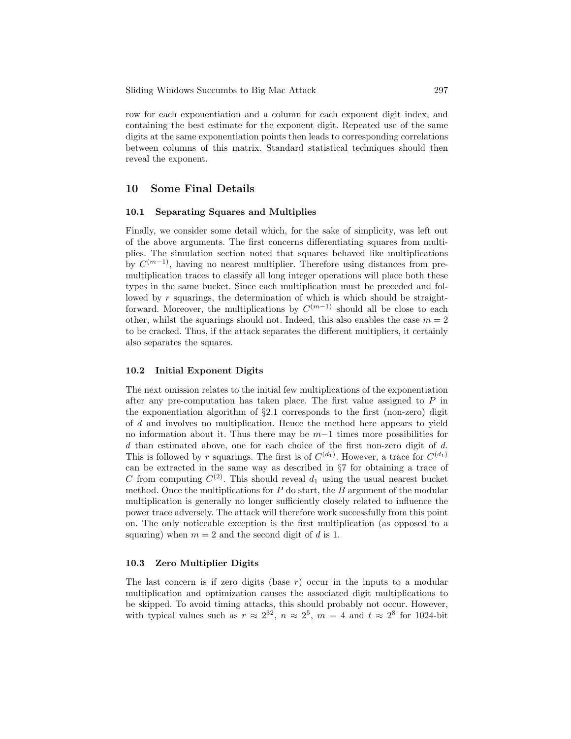row for each exponentiation and a column for each exponent digit index, and containing the best estimate for the exponent digit. Repeated use of the same digits at the same exponentiation points then leads to corresponding correlations between columns of this matrix. Standard statistical techniques should then reveal the exponent.

## 10 Some Final Details

### 10.1 Separating Squares and Multiplies

Finally, we consider some detail which, for the sake of simplicity, was left out of the above arguments. The first concerns differentiating squares from multiplies. The simulation section noted that squares behaved like multiplications by $C^{(m-1)}$, having no nearest multiplier. Therefore using distances from pre-multiplication traces to classify all long integer operations will place both these types in the same bucket. Since each multiplication must be preceded and followed by $r$ squarings, the determination of which is which should be straightforward. Moreover, the multiplications by $C^{(m-1)}$ should all be close to each other, whilst the squarings should not. Indeed, this also enables the case $m = 2$ to be cracked. Thus, if the attack separates the different multipliers, it certainly also separates the squares.

### 10.2 Initial Exponent Digits

The next omission relates to the initial few multiplications of the exponentiation after any pre-computation has taken place. The first value assigned to $P$ in the exponentiation algorithm of §2.1 corresponds to the first (non-zero) digit of $d$ and involves no multiplication. Hence the method here appears to yield no information about it. Thus there may be $m-1$ times more possibilities for $d$ than estimated above, one for each choice of the first non-zero digit of $d$. This is followed by $r$ squarings. The first is of $C^{(d_1)}$. However, a trace for $C^{(d_1)}$ can be extracted in the same way as described in §7 for obtaining a trace of $C$ from computing $C^{(2)}$. This should reveal $d_1$ using the usual nearest bucket method. Once the multiplications for $P$ do start, the $B$ argument of the modular multiplication is generally no longer sufficiently closely related to influence the power trace adversely. The attack will therefore work successfully from this point on. The only noticeable exception is the first multiplication (as opposed to a squaring) when $m = 2$ and the second digit of $d$ is 1.

### 10.3 Zero Multiplier Digits

The last concern is if zero digits (base $r$) occur in the inputs to a modular multiplication and optimization causes the associated digit multiplications to be skipped. To avoid timing attacks, this should probably not occur. However, with typical values such as $r \approx 2^{32}$, $n \approx 2^5$, $m = 4$ and $t \approx 2^8$ for 1024-bit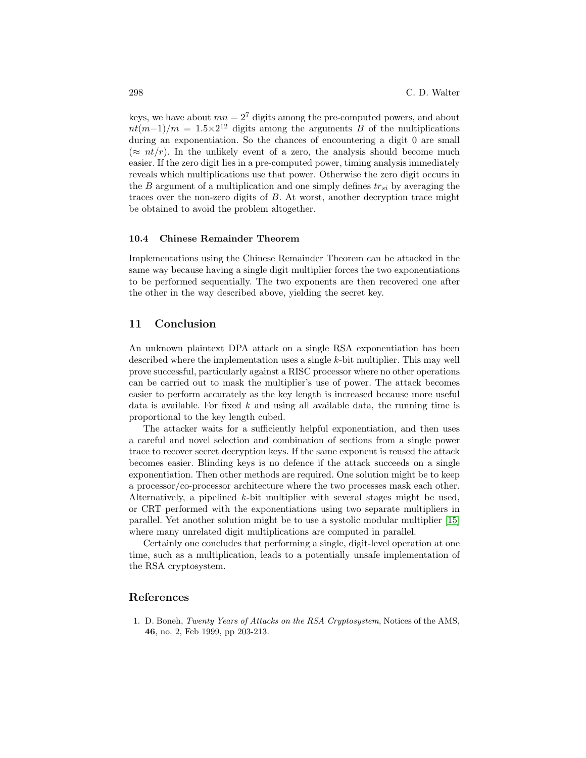keys, we have about $mn = 2^7$ digits among the pre-computed powers, and about $nt(m-1)/m = 1.5 \times 2^{12}$ digits among the arguments $B$ of the multiplications during an exponentiation. So the chances of encountering a digit 0 are small ($\approx nt/r$). In the unlikely event of a zero, the analysis should become much easier. If the zero digit lies in a pre-computed power, timing analysis immediately reveals which multiplications use that power. Otherwise the zero digit occurs in the $B$ argument of a multiplication and one simply defines $tr_{si}$ by averaging the traces over the non-zero digits of $B$. At worst, another decryption trace might be obtained to avoid the problem altogether.

### 10.4 Chinese Remainder Theorem

Implementations using the Chinese Remainder Theorem can be attacked in the same way because having a single digit multiplier forces the two exponentiations to be performed sequentially. The two exponents are then recovered one after the other in the way described above, yielding the secret key.

## 11 Conclusion

An unknown plaintext DPA attack on a single RSA exponentiation has been described where the implementation uses a single $k$-bit multiplier. This may well prove successful, particularly against a RISC processor where no other operations can be carried out to mask the multiplier's use of power. The attack becomes easier to perform accurately as the key length is increased because more useful data is available. For fixed $k$ and using all available data, the running time is proportional to the key length cubed.

The attacker waits for a sufficiently helpful exponentiation, and then uses a careful and novel selection and combination of sections from a single power trace to recover secret decryption keys. If the same exponent is reused the attack becomes easier. Blinding keys is no defence if the attack succeeds on a single exponentiation. Then other methods are required. One solution might be to keep a processor/co-processor architecture where the two processes mask each other. Alternatively, a pipelined $k$-bit multiplier with several stages might be used, or CRT performed with the exponentiations using two separate multipliers in parallel. Yet another solution might be to use a systolic modular multiplier [15] where many unrelated digit multiplications are computed in parallel.

Certainly one concludes that performing a single, digit-level operation at one time, such as a multiplication, leads to a potentially unsafe implementation of the RSA cryptosystem.

## References

1. D. Boneh, *Twenty Years of Attacks on the RSA Cryptosystem*, Notices of the AMS, **46**, no. 2, Feb 1999, pp 203-213.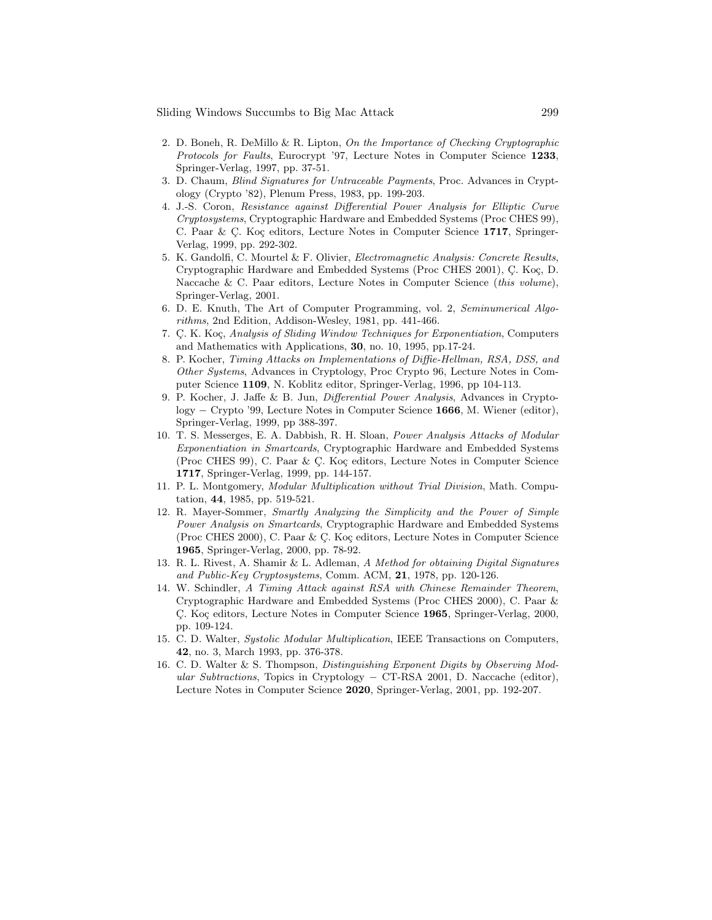2. D. Boneh, R. DeMillo & R. Lipton, *On the Importance of Checking Cryptographic Protocols for Faults*, Eurocrypt '97, Lecture Notes in Computer Science **1233**, Springer-Verlag, 1997, pp. 37-51.
3. D. Chaum, *Blind Signatures for Untraceable Payments*, Proc. Advances in Cryptology (Crypto '82), Plenum Press, 1983, pp. 199-203.
4. J.-S. Coron, *Resistance against Differential Power Analysis for Elliptic Curve Cryptosystems*, Cryptographic Hardware and Embedded Systems (Proc CHES 99), C. Paar & Ç. Koç editors, Lecture Notes in Computer Science **1717**, Springer-Verlag, 1999, pp. 292-302.
5. K. Gandolfi, C. Mourtel & F. Olivier, *Electromagnetic Analysis: Concrete Results*, Cryptographic Hardware and Embedded Systems (Proc CHES 2001), Ç. Koç, D. Naccache & C. Paar editors, Lecture Notes in Computer Science (*this volume*), Springer-Verlag, 2001.
6. D. E. Knuth, The Art of Computer Programming, vol. 2, *Seminumerical Algorithms*, 2nd Edition, Addison-Wesley, 1981, pp. 441-466.
7. Ç. K. Koç, *Analysis of Sliding Window Techniques for Exponentiation*, Computers and Mathematics with Applications, **30**, no. 10, 1995, pp.17-24.
8. P. Kocher, *Timing Attacks on Implementations of Diffie-Hellman, RSA, DSS, and Other Systems*, Advances in Cryptology, Proc Crypto 96, Lecture Notes in Computer Science **1109**, N. Koblitz editor, Springer-Verlag, 1996, pp 104-113.
9. P. Kocher, J. Jaffe & B. Jun, *Differential Power Analysis*, Advances in Cryptology − Crypto '99, Lecture Notes in Computer Science **1666**, M. Wiener (editor), Springer-Verlag, 1999, pp 388-397.
10. T. S. Messerges, E. A. Dabbish, R. H. Sloan, *Power Analysis Attacks of Modular Exponentiation in Smartcards*, Cryptographic Hardware and Embedded Systems (Proc CHES 99), C. Paar & Ç. Koç editors, Lecture Notes in Computer Science **1717**, Springer-Verlag, 1999, pp. 144-157.
11. P. L. Montgomery, *Modular Multiplication without Trial Division*, Math. Computation, **44**, 1985, pp. 519-521.
12. R. Mayer-Sommer, *Smartly Analyzing the Simplicity and the Power of Simple Power Analysis on Smartcards*, Cryptographic Hardware and Embedded Systems (Proc CHES 2000), C. Paar & Ç. Koç editors, Lecture Notes in Computer Science **1965**, Springer-Verlag, 2000, pp. 78-92.
13. R. L. Rivest, A. Shamir & L. Adleman, *A Method for obtaining Digital Signatures and Public-Key Cryptosystems*, Comm. ACM, **21**, 1978, pp. 120-126.
14. W. Schindler, *A Timing Attack against RSA with Chinese Remainder Theorem*, Cryptographic Hardware and Embedded Systems (Proc CHES 2000), C. Paar & Ç. Koç editors, Lecture Notes in Computer Science **1965**, Springer-Verlag, 2000, pp. 109-124.
15. C. D. Walter, *Systolic Modular Multiplication*, IEEE Transactions on Computers, **42**, no. 3, March 1993, pp. 376-378.
16. C. D. Walter & S. Thompson, *Distinguishing Exponent Digits by Observing Modular Subtractions*, Topics in Cryptology − CT-RSA 2001, D. Naccache (editor), Lecture Notes in Computer Science **2020**, Springer-Verlag, 2001, pp. 192-207.